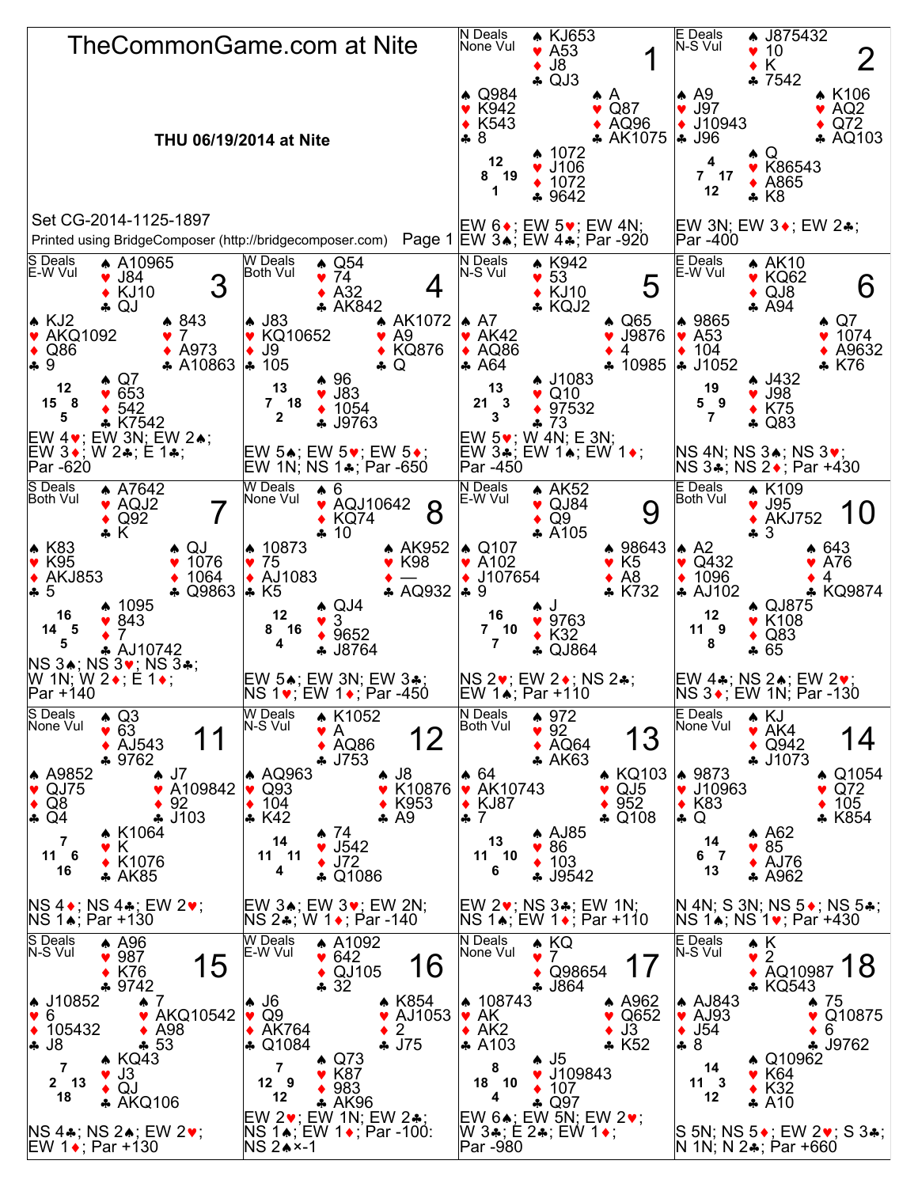# TheCommonGame.com at Nite

**THU 06/19/2014 at Nite**

Set CG-2014-1125-1897

Printed using BridgeComposer (http://bridgecomposer.com)

---

## Board 1

N Deals, None Vul

North: ♠ KJ653 ♥ A53 ♦ J8 ♣ QJ3

West: ♠ Q984 ♥ K942 ♦ K543 ♣ 8

East: ♠ A ♥ Q87 ♦ AQ96 ♣ AK1075

South: ♠ 1072 ♥ J106 ♦ 1072 ♣ 9642

HCP: N 12, W 8, E 19, S 1

EW 6♦; EW 5♥; EW 4N; EW 3♠; EW 4♣; Par -920

## Board 2

E Deals, N-S Vul

North: ♠ J875432 ♥ 10 ♦ K ♣ 7542

West: ♠ A9 ♥ J97 ♦ J10943 ♣ J96

East: ♠ K106 ♥ AQ2 ♦ Q72 ♣ AQ103

South: ♠ Q ♥ K86543 ♦ A865 ♣ K8

HCP: N 4, W 7, E 17, S 12

EW 3N; EW 3♦; EW 2♣; Par -400

## Board 3

S Deals, E-W Vul

North: ♠ A10965 ♥ J84 ♦ KJ10 ♣ QJ

West: ♠ KJ2 ♥ AKQ1092 ♦ Q86 ♣ 9

East: ♠ 843 ♥ 7 ♦ A973 ♣ A10863

South: ♠ Q7 ♥ 653 ♦ 542 ♣ K7542

HCP: N 12, W 15, E 8, S 5

EW 4♥; EW 3N; EW 2♠; EW 3♦; W 2♣; E 1♣; Par -620

## Board 4

W Deals, Both Vul

North: ♠ Q54 ♥ 74 ♦ A32 ♣ AK842

West: ♠ J83 ♥ KQ10652 ♦ J9 ♣ 105

East: ♠ AK1072 ♥ A9 ♦ KQ876 ♣ Q

South: ♠ 96 ♥ J83 ♦ 1054 ♣ J9763

HCP: N 13, W 7, E 18, S 2

EW 5♠; EW 5♥; EW 5♦; EW 1N; NS 1♣; Par -650

## Board 5

N Deals, N-S Vul

North: ♠ K942 ♥ 53 ♦ KJ10 ♣ KQJ2

West: ♠ A7 ♥ AK42 ♦ AQ86 ♣ A64

East: ♠ Q65 ♥ J9876 ♦ 4 ♣ 10985

South: ♠ J1083 ♥ Q10 ♦ 97532 ♣ 73

HCP: N 13, W 21, E 3, S 3

EW 5♥; W 4N; E 3N; EW 3♣; EW 1♠; EW 1♦; Par -450

## Board 6

E Deals, E-W Vul

North: ♠ AK10 ♥ KQ62 ♦ QJ8 ♣ A94

West: ♠ 9865 ♥ A53 ♦ 104 ♣ J1052

East: ♠ Q7 ♥ 1074 ♦ A9632 ♣ K76

South: ♠ J432 ♥ J98 ♦ K75 ♣ Q83

HCP: N 19, W 5, E 9, S 7

NS 4N; NS 3♠; NS 3♥; NS 3♣; NS 2♦; Par +430

## Board 7

S Deals, Both Vul

North: ♠ A7642 ♥ AQJ2 ♦ Q92 ♣ K

West: ♠ K83 ♥ K95 ♦ AKJ853 ♣ 5

East: ♠ QJ ♥ 1076 ♦ 1064 ♣ Q9863

South: ♠ 1095 ♥ 843 ♦ 7 ♣ AJ10742

HCP: N 16, W 14, E 5, S 5

NS 3♠; NS 3♥; NS 3♣; W 1N; W 2♦; E 1♦; Par +140

## Board 8

W Deals, None Vul

North: ♠ 6 ♥ AQJ10642 ♦ KQ74 ♣ 10

West: ♠ 10873 ♥ 75 ♦ AJ1083 ♣ K5

East: ♠ AK952 ♥ K98 ♦ — ♣ AQ932

South: ♠ QJ4 ♥ 3 ♦ 9652 ♣ J8764

HCP: N 12, W 8, E 16, S 4

EW 5♠; EW 3N; EW 3♣; NS 1♥; EW 1♦; Par -450

## Board 9

N Deals, E-W Vul

North: ♠ AK52 ♥ QJ84 ♦ Q9 ♣ A105

West: ♠ Q107 ♥ A102 ♦ J107654 ♣ 9

East: ♠ 98643 ♥ K5 ♦ A8 ♣ K732

South: ♠ J ♥ 9763 ♦ K32 ♣ QJ864

HCP: N 16, W 7, E 10, S 7

NS 2♥; EW 2♦; NS 2♣; EW 1♠; Par +110

## Board 10

E Deals, Both Vul

North: ♠ K109 ♥ J95 ♦ AKJ752 ♣ 3

West: ♠ A2 ♥ Q432 ♦ 1096 ♣ AJ102

East: ♠ 643 ♥ A76 ♦ 4 ♣ KQ9874

South: ♠ QJ875 ♥ K108 ♦ Q83 ♣ 65

HCP: N 12, W 11, E 9, S 8

EW 4♣; NS 2♠; EW 2♥; NS 3♦; EW 1N; Par -130

## Board 11

S Deals, None Vul

North: ♠ Q3 ♥ 63 ♦ AJ543 ♣ 9762

West: ♠ A9852 ♥ QJ75 ♦ Q8 ♣ Q4

East: ♠ J7 ♥ A109842 ♦ 92 ♣ J103

South: ♠ K1064 ♥ K ♦ K1076 ♣ AK85

HCP: N 7, W 11, E 6, S 16

NS 4♦; NS 4♣; EW 2♥; NS 1♠; Par +130

## Board 12

W Deals, N-S Vul

North: ♠ K1052 ♥ A ♦ AQ86 ♣ J753

West: ♠ AQ963 ♥ Q93 ♦ 104 ♣ K42

East: ♠ J8 ♥ K10876 ♦ K953 ♣ A9

South: ♠ 74 ♥ J542 ♦ J72 ♣ Q1086

HCP: N 14, W 11, E 11, S 4

EW 3♠; EW 3♥; EW 2N; NS 2♣; W 1♦; Par -140

## Board 13

N Deals, Both Vul

North: ♠ 972 ♥ 92 ♦ AQ64 ♣ AK63

West: ♠ 64 ♥ AK10743 ♦ KJ87 ♣ 7

East: ♠ KQ103 ♥ QJ5 ♦ 952 ♣ Q108

South: ♠ AJ85 ♥ 86 ♦ 103 ♣ J9542

HCP: N 13, W 11, E 10, S 6

EW 2♥; NS 3♣; EW 1N; NS 1♠; EW 1♦; Par +110

## Board 14

E Deals, None Vul

North: ♠ KJ ♥ AK4 ♦ Q942 ♣ J1073

West: ♠ 9873 ♥ J10963 ♦ K83 ♣ Q

East: ♠ Q1054 ♥ Q72 ♦ 105 ♣ K854

South: ♠ A62 ♥ 85 ♦ AJ76 ♣ A962

HCP: N 14, W 6, E 7, S 13

N 4N; S 3N; NS 5♦; NS 5♣; NS 1♠; NS 1♥; Par +430

## Board 15

S Deals, N-S Vul

North: ♠ A96 ♥ 987 ♦ K76 ♣ 9742

West: ♠ J10852 ♥ 6 ♦ 105432 ♣ J8

East: ♠ 7 ♥ AKQ10542 ♦ A98 ♣ 53

South: ♠ KQ43 ♥ J3 ♦ QJ ♣ AKQ106

HCP: N 7, W 2, E 13, S 18

NS 4♣; NS 2♠; EW 2♥; EW 1♦; Par +130

## Board 16

W Deals, E-W Vul

North: ♠ A1092 ♥ 642 ♦ QJ105 ♣ 32

West: ♠ J6 ♥ Q9 ♦ AK764 ♣ Q1084

East: ♠ K854 ♥ AJ1053 ♦ 2 ♣ J75

South: ♠ Q73 ♥ K87 ♦ 983 ♣ AK96

HCP: N 7, W 12, E 9, S 12

EW 2♥; EW 1N; EW 2♣; NS 1♠; EW 1♦; Par -100: NS 2♠×-1

## Board 17

N Deals, None Vul

North: ♠ KQ ♥ 7 ♦ Q98654 ♣ J864

West: ♠ 108743 ♥ AK ♦ AK2 ♣ A103

East: ♠ A962 ♥ Q652 ♦ J3 ♣ K52

South: ♠ J5 ♥ J109843 ♦ 107 ♣ Q97

HCP: N 8, W 18, E 10, S 4

EW 6♠; EW 5N; EW 2♥; W 3♣; E 2♣; EW 1♦; Par -980

## Board 18

E Deals, N-S Vul

North: ♠ K ♥ 2 ♦ AQ10987 ♣ KQ543

West: ♠ AJ843 ♥ AJ93 ♦ J54 ♣ 8

East: ♠ 75 ♥ Q10875 ♦ 6 ♣ J9762

South: ♠ Q10962 ♥ K64 ♦ K32 ♣ A10

HCP: N 14, W 11, E 3, S 12

S 5N; NS 5♦; EW 2♥; S 3♣; N 1N; N 2♣; Par +660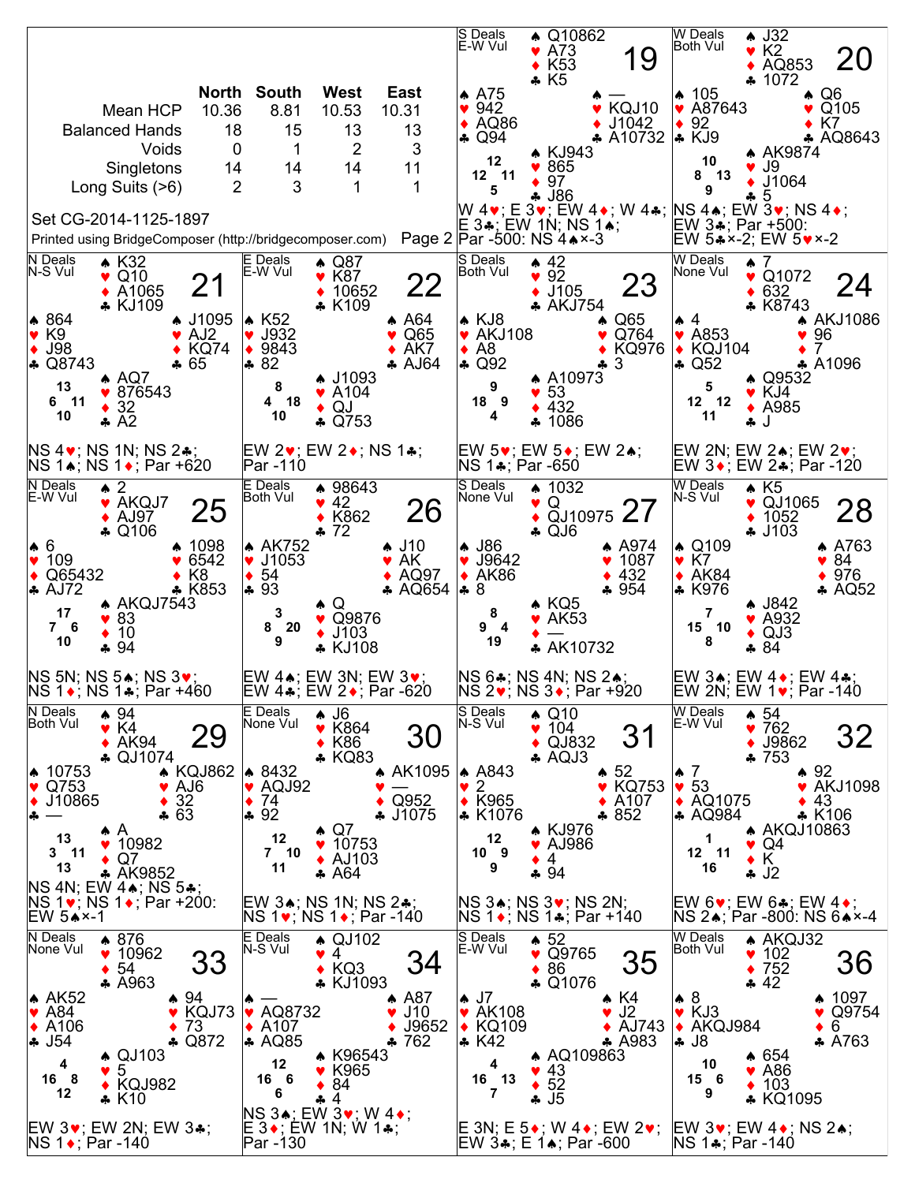| | North | South | West | East |
|---|---|---|---|---|
| Mean HCP | 10.36 | 8.81 | 10.53 | 10.31 |
| Balanced Hands | 18 | 15 | 13 | 13 |
| Voids | 0 | 1 | 2 | 3 |
| Singletons | 14 | 14 | 14 | 11 |
| Long Suits (>6) | 2 | 3 | 1 | 1 |

Set CG-2014-1125-1897

Printed using BridgeComposer (http://bridgecomposer.com)

## Board 19

S Deals, E-W Vul

North: ♠ Q10862 ♥ A73 ♦ K53 ♣ K5

West: ♠ A75 ♥ 942 ♦ AQ86 ♣ Q94

East: ♠ — ♥ KQJ10 ♦ J1042 ♣ A10732

South: ♠ KJ943 ♥ 865 ♦ 97 ♣ J86

HCP: N 12, W 12, E 11, S 5

W 4♥; E 3♥; EW 4♦; W 4♣; E 3♣; EW 1N; NS 1♠; Par -500: NS 4♠×-3

## Board 20

W Deals, Both Vul

North: ♠ J32 ♥ K2 ♦ AQ853 ♣ 1072

West: ♠ 105 ♥ A87643 ♦ 92 ♣ KJ9

East: ♠ Q6 ♥ Q105 ♦ K7 ♣ AQ8643

South: ♠ AK9874 ♥ J9 ♦ J1064 ♣ 5

HCP: N 10, W 8, E 13, S 9

NS 4♠; EW 3♥; NS 4♦; EW 3♣; Par +500: EW 5♣×-2; EW 5♥×-2

## Board 21

N Deals, N-S Vul

North: ♠ K32 ♥ Q10 ♦ A1065 ♣ KJ109

West: ♠ 864 ♥ K9 ♦ J98 ♣ Q8743

East: ♠ J1095 ♥ AJ2 ♦ KQ74 ♣ 65

South: ♠ AQ7 ♥ 876543 ♦ 32 ♣ A2

HCP: N 13, W 6, E 11, S 10

NS 4♥; NS 1N; NS 2♣; NS 1♠; NS 1♦; Par +620

## Board 22

E Deals, E-W Vul

North: ♠ Q87 ♥ K87 ♦ 10652 ♣ K109

West: ♠ K52 ♥ J932 ♦ 9843 ♣ 82

East: ♠ A64 ♥ Q65 ♦ AK7 ♣ AJ64

South: ♠ J1093 ♥ A104 ♦ QJ ♣ Q753

HCP: N 8, W 4, E 18, S 10

EW 2♥; EW 2♦; NS 1♣; Par -110

## Board 23

S Deals, Both Vul

North: ♠ 42 ♥ 92 ♦ J105 ♣ AKJ754

West: ♠ KJ8 ♥ AKJ108 ♦ A8 ♣ Q92

East: ♠ Q65 ♥ Q764 ♦ KQ976 ♣ 3

South: ♠ A10973 ♥ 53 ♦ 432 ♣ 1086

HCP: N 9, W 18, E 9, S 4

EW 5♥; EW 5♦; EW 2♠; NS 1♣; Par -650

## Board 24

W Deals, None Vul

North: ♠ 7 ♥ Q1072 ♦ 632 ♣ K8743

West: ♠ 4 ♥ A853 ♦ KQJ104 ♣ Q52

East: ♠ AKJ1086 ♥ 96 ♦ 7 ♣ A1096

South: ♠ Q9532 ♥ KJ4 ♦ A985 ♣ J

HCP: N 5, W 12, E 12, S 11

EW 2N; EW 2♠; EW 2♥; EW 3♦; EW 2♣; Par -120

## Board 25

N Deals, E-W Vul

North: ♠ 2 ♥ AKQJ7 ♦ AJ97 ♣ Q106

West: ♠ 6 ♥ 109 ♦ Q65432 ♣ AJ72

East: ♠ 1098 ♥ 6542 ♦ K8 ♣ K853

South: ♠ AKQJ7543 ♥ 83 ♦ 10 ♣ 94

HCP: N 17, W 7, E 6, S 10

NS 5N; NS 5♠; NS 3♥; NS 1♦; NS 1♣; Par +460

## Board 26

E Deals, Both Vul

North: ♠ 98643 ♥ 42 ♦ K862 ♣ 72

West: ♠ AK752 ♥ J1053 ♦ 54 ♣ 93

East: ♠ J10 ♥ AK ♦ AQ97 ♣ AQ654

South: ♠ Q ♥ Q9876 ♦ J103 ♣ KJ108

HCP: N 3, W 8, E 20, S 9

EW 4♠; EW 3N; EW 3♥; EW 4♣; EW 2♦; Par -620

## Board 27

S Deals, None Vul

North: ♠ 1032 ♥ Q ♦ QJ10975 ♣ QJ6

West: ♠ J86 ♥ J9642 ♦ AK86 ♣ 8

East: ♠ A974 ♥ 1087 ♦ 432 ♣ 954

South: ♠ KQ5 ♥ AK53 ♦ — ♣ AK10732

HCP: N 8, W 9, E 4, S 19

NS 6♣; NS 4N; NS 2♠; NS 2♥; NS 3♦; Par +920

## Board 28

W Deals, N-S Vul

North: ♠ K5 ♥ QJ1065 ♦ 1052 ♣ J103

West: ♠ Q109 ♥ K7 ♦ AK84 ♣ K976

East: ♠ A763 ♥ 84 ♦ 976 ♣ AQ52

South: ♠ J842 ♥ A932 ♦ QJ3 ♣ 84

HCP: N 7, W 15, E 10, S 8

EW 3♠; EW 4♦; EW 4♣; EW 2N; EW 1♥; Par -140

## Board 29

N Deals, Both Vul

North: ♠ 94 ♥ K4 ♦ AK94 ♣ QJ1074

West: ♠ 10753 ♥ Q753 ♦ J10865 ♣ —

East: ♠ KQJ862 ♥ AJ6 ♦ 32 ♣ 63

South: ♠ A ♥ 10982 ♦ Q7 ♣ AK9852

HCP: N 13, W 3, E 11, S 13

NS 4N; EW 4♠; NS 5♣; NS 1♥; NS 1♦; Par +200: EW 5♠×-1

## Board 30

E Deals, None Vul

North: ♠ J6 ♥ K864 ♦ K86 ♣ KQ83

West: ♠ 8432 ♥ AQJ92 ♦ 74 ♣ 92

East: ♠ AK1095 ♥ — ♦ Q952 ♣ J1075

South: ♠ Q7 ♥ 10753 ♦ AJ103 ♣ A64

HCP: N 12, W 7, E 10, S 11

EW 3♠; NS 1N; NS 2♣; NS 1♥; NS 1♦; Par -140

## Board 31

S Deals, N-S Vul

North: ♠ Q10 ♥ 104 ♦ QJ832 ♣ AQJ3

West: ♠ A843 ♥ 2 ♦ K965 ♣ K1076

East: ♠ 52 ♥ KQ753 ♦ A107 ♣ 852

South: ♠ KJ976 ♥ AJ986 ♦ 4 ♣ 94

HCP: N 12, W 10, E 9, S 9

NS 3♠; NS 3♥; NS 2N; NS 1♦; NS 1♣; Par +140

## Board 32

W Deals, E-W Vul

North: ♠ 54 ♥ 762 ♦ J9862 ♣ 753

West: ♠ 7 ♥ 53 ♦ AQ1075 ♣ AQ984

East: ♠ 92 ♥ AKJ1098 ♦ 43 ♣ K106

South: ♠ AKQJ10863 ♥ Q4 ♦ K ♣ J2

HCP: N 1, W 12, E 11, S 16

EW 6♥; EW 6♣; EW 4♦; NS 2♠; Par -800: NS 6♠×-4

## Board 33

N Deals, None Vul

North: ♠ 876 ♥ 10962 ♦ 54 ♣ A963

West: ♠ AK52 ♥ A84 ♦ A106 ♣ J54

East: ♠ 94 ♥ KQJ73 ♦ 73 ♣ Q872

South: ♠ QJ103 ♥ 5 ♦ KQJ982 ♣ K10

HCP: N 4, W 16, E 8, S 12

EW 3♥; EW 2N; EW 3♣; NS 1♦; Par -140

## Board 34

E Deals, N-S Vul

North: ♠ QJ102 ♥ 4 ♦ KQ3 ♣ KJ1093

West: ♠ — ♥ AQ8732 ♦ A107 ♣ AQ85

East: ♠ A87 ♥ J10 ♦ J9652 ♣ 762

South: ♠ K96543 ♥ K965 ♦ 84 ♣ 4

HCP: N 12, W 16, E 6, S 6

NS 3♠; EW 3♥; W 4♦; E 3♦; EW 1N; W 1♣; Par -130

## Board 35

S Deals, E-W Vul

North: ♠ 52 ♥ Q9765 ♦ 86 ♣ Q1076

West: ♠ J7 ♥ AK108 ♦ KQ109 ♣ K42

East: ♠ K4 ♥ J2 ♦ AJ743 ♣ A983

South: ♠ AQ109863 ♥ 43 ♦ 52 ♣ J5

HCP: N 4, W 16, E 13, S 7

E 3N; E 5♦; W 4♦; EW 2♥; EW 3♣; E 1♠; Par -600

## Board 36

W Deals, Both Vul

North: ♠ AKQJ32 ♥ 102 ♦ 752 ♣ 42

West: ♠ 8 ♥ KJ3 ♦ AKQJ984 ♣ J8

East: ♠ 1097 ♥ Q9754 ♦ 6 ♣ A763

South: ♠ 654 ♥ A86 ♦ 103 ♣ KQ1095

HCP: N 10, W 15, E 6, S 9

EW 3♥; EW 4♦; NS 2♠; NS 1♣; Par -140